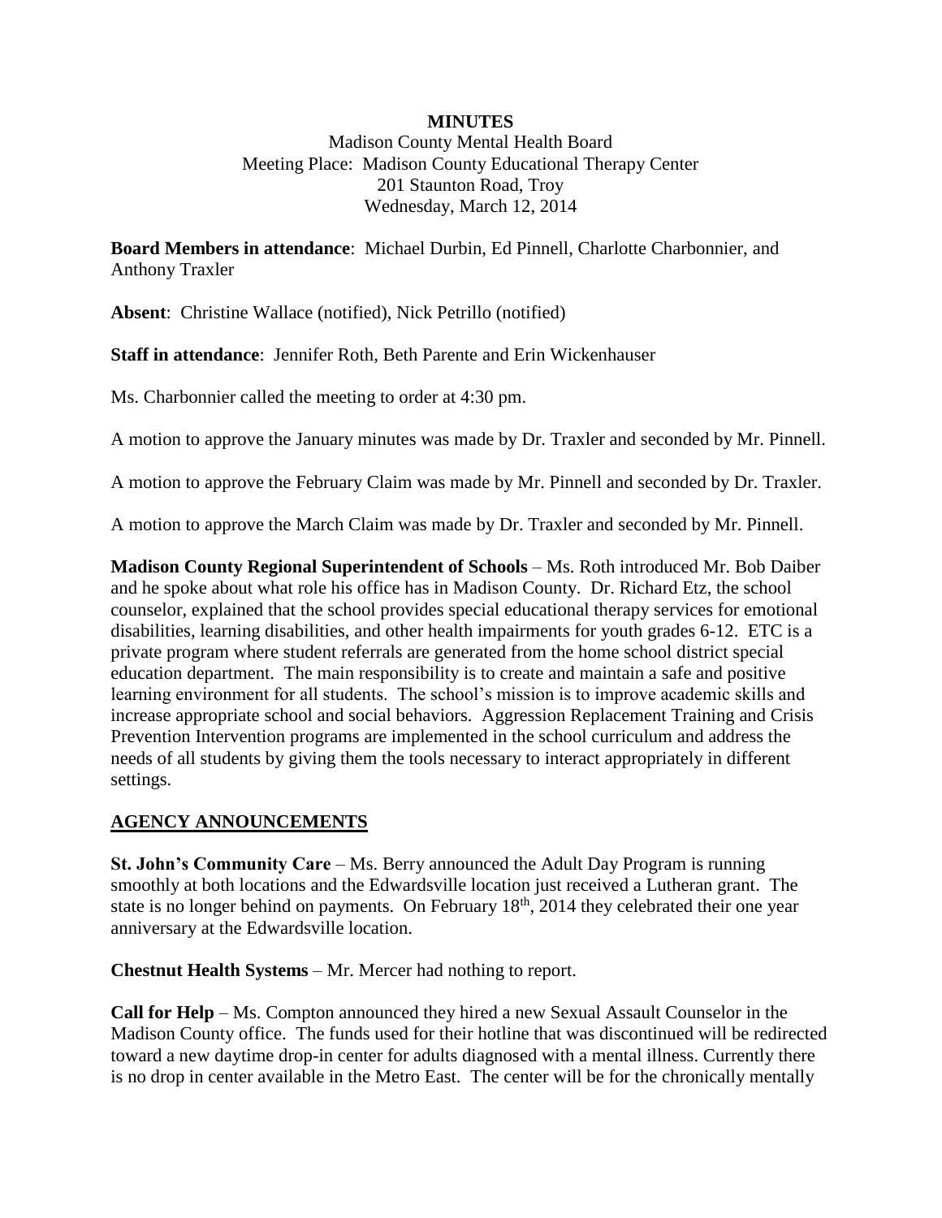**MINUTES**

Madison County Mental Health Board
Meeting Place: Madison County Educational Therapy Center
201 Staunton Road, Troy
Wednesday, March 12, 2014

**Board Members in attendance**: Michael Durbin, Ed Pinnell, Charlotte Charbonnier, and Anthony Traxler

**Absent**: Christine Wallace (notified), Nick Petrillo (notified)

**Staff in attendance**: Jennifer Roth, Beth Parente and Erin Wickenhauser

Ms. Charbonnier called the meeting to order at 4:30 pm.

A motion to approve the January minutes was made by Dr. Traxler and seconded by Mr. Pinnell.

A motion to approve the February Claim was made by Mr. Pinnell and seconded by Dr. Traxler.

A motion to approve the March Claim was made by Dr. Traxler and seconded by Mr. Pinnell.

**Madison County Regional Superintendent of Schools** – Ms. Roth introduced Mr. Bob Daiber and he spoke about what role his office has in Madison County. Dr. Richard Etz, the school counselor, explained that the school provides special educational therapy services for emotional disabilities, learning disabilities, and other health impairments for youth grades 6-12. ETC is a private program where student referrals are generated from the home school district special education department. The main responsibility is to create and maintain a safe and positive learning environment for all students. The school's mission is to improve academic skills and increase appropriate school and social behaviors. Aggression Replacement Training and Crisis Prevention Intervention programs are implemented in the school curriculum and address the needs of all students by giving them the tools necessary to interact appropriately in different settings.

## AGENCY ANNOUNCEMENTS

**St. John's Community Care** – Ms. Berry announced the Adult Day Program is running smoothly at both locations and the Edwardsville location just received a Lutheran grant. The state is no longer behind on payments. On February 18th, 2014 they celebrated their one year anniversary at the Edwardsville location.

**Chestnut Health Systems** – Mr. Mercer had nothing to report.

**Call for Help** – Ms. Compton announced they hired a new Sexual Assault Counselor in the Madison County office. The funds used for their hotline that was discontinued will be redirected toward a new daytime drop-in center for adults diagnosed with a mental illness. Currently there is no drop in center available in the Metro East. The center will be for the chronically mentally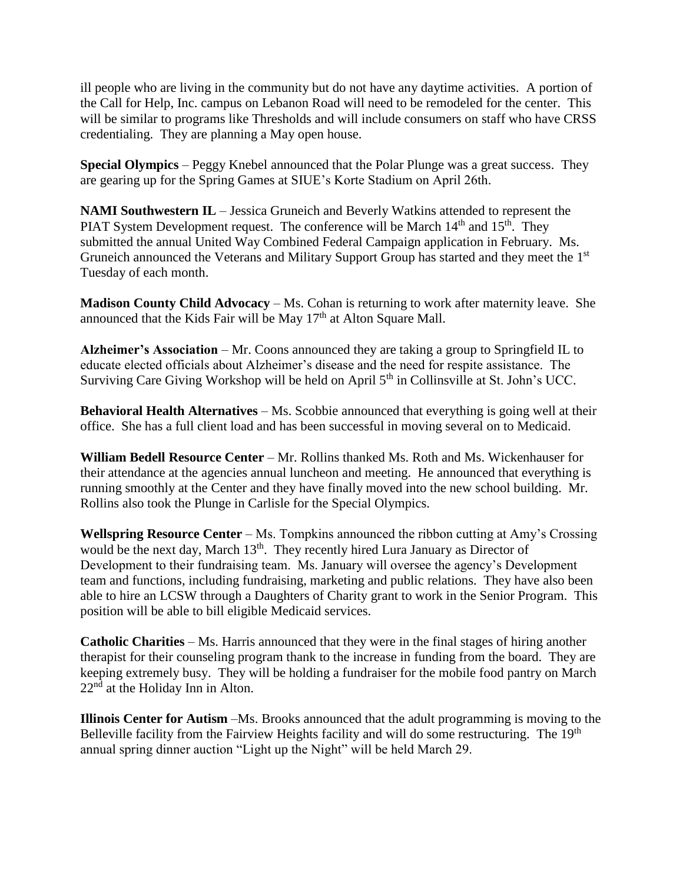ill people who are living in the community but do not have any daytime activities. A portion of the Call for Help, Inc. campus on Lebanon Road will need to be remodeled for the center. This will be similar to programs like Thresholds and will include consumers on staff who have CRSS credentialing. They are planning a May open house.

**Special Olympics** – Peggy Knebel announced that the Polar Plunge was a great success. They are gearing up for the Spring Games at SIUE's Korte Stadium on April 26th.

**NAMI Southwestern IL** – Jessica Gruneich and Beverly Watkins attended to represent the PIAT System Development request. The conference will be March 14th and 15th. They submitted the annual United Way Combined Federal Campaign application in February. Ms. Gruneich announced the Veterans and Military Support Group has started and they meet the 1st Tuesday of each month.

**Madison County Child Advocacy** – Ms. Cohan is returning to work after maternity leave. She announced that the Kids Fair will be May 17th at Alton Square Mall.

**Alzheimer's Association** – Mr. Coons announced they are taking a group to Springfield IL to educate elected officials about Alzheimer's disease and the need for respite assistance. The Surviving Care Giving Workshop will be held on April 5th in Collinsville at St. John's UCC.

**Behavioral Health Alternatives** – Ms. Scobbie announced that everything is going well at their office. She has a full client load and has been successful in moving several on to Medicaid.

**William Bedell Resource Center** – Mr. Rollins thanked Ms. Roth and Ms. Wickenhauser for their attendance at the agencies annual luncheon and meeting. He announced that everything is running smoothly at the Center and they have finally moved into the new school building. Mr. Rollins also took the Plunge in Carlisle for the Special Olympics.

**Wellspring Resource Center** – Ms. Tompkins announced the ribbon cutting at Amy's Crossing would be the next day, March 13th. They recently hired Lura January as Director of Development to their fundraising team. Ms. January will oversee the agency's Development team and functions, including fundraising, marketing and public relations. They have also been able to hire an LCSW through a Daughters of Charity grant to work in the Senior Program. This position will be able to bill eligible Medicaid services.

**Catholic Charities** – Ms. Harris announced that they were in the final stages of hiring another therapist for their counseling program thank to the increase in funding from the board. They are keeping extremely busy. They will be holding a fundraiser for the mobile food pantry on March 22nd at the Holiday Inn in Alton.

**Illinois Center for Autism** –Ms. Brooks announced that the adult programming is moving to the Belleville facility from the Fairview Heights facility and will do some restructuring. The 19th annual spring dinner auction "Light up the Night" will be held March 29.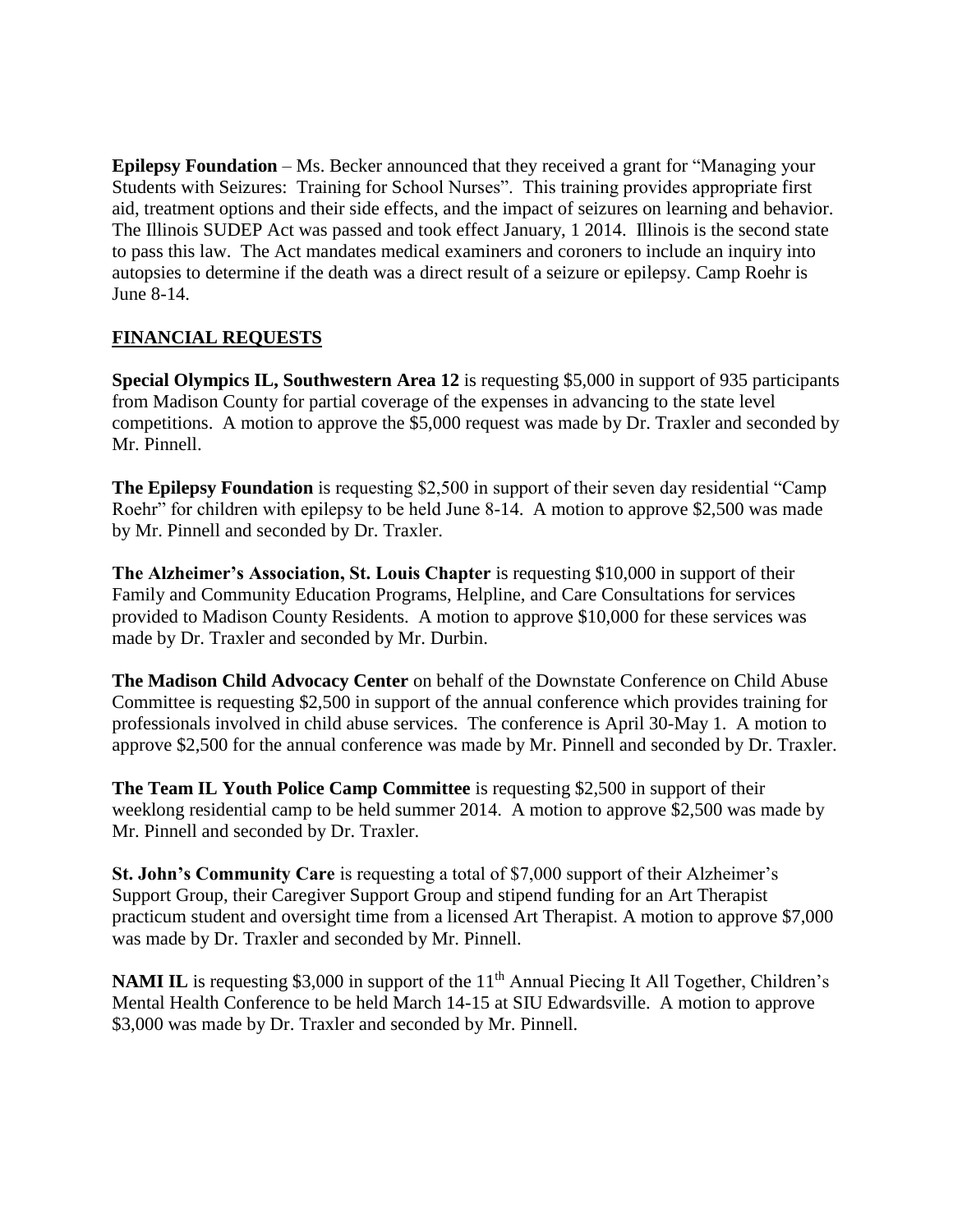**Epilepsy Foundation** – Ms. Becker announced that they received a grant for "Managing your Students with Seizures: Training for School Nurses". This training provides appropriate first aid, treatment options and their side effects, and the impact of seizures on learning and behavior. The Illinois SUDEP Act was passed and took effect January, 1 2014. Illinois is the second state to pass this law. The Act mandates medical examiners and coroners to include an inquiry into autopsies to determine if the death was a direct result of a seizure or epilepsy. Camp Roehr is June 8-14.

## FINANCIAL REQUESTS

**Special Olympics IL, Southwestern Area 12** is requesting $5,000 in support of 935 participants from Madison County for partial coverage of the expenses in advancing to the state level competitions. A motion to approve the $5,000 request was made by Dr. Traxler and seconded by Mr. Pinnell.

**The Epilepsy Foundation** is requesting $2,500 in support of their seven day residential "Camp Roehr" for children with epilepsy to be held June 8-14. A motion to approve $2,500 was made by Mr. Pinnell and seconded by Dr. Traxler.

**The Alzheimer's Association, St. Louis Chapter** is requesting $10,000 in support of their Family and Community Education Programs, Helpline, and Care Consultations for services provided to Madison County Residents. A motion to approve $10,000 for these services was made by Dr. Traxler and seconded by Mr. Durbin.

**The Madison Child Advocacy Center** on behalf of the Downstate Conference on Child Abuse Committee is requesting $2,500 in support of the annual conference which provides training for professionals involved in child abuse services. The conference is April 30-May 1. A motion to approve $2,500 for the annual conference was made by Mr. Pinnell and seconded by Dr. Traxler.

**The Team IL Youth Police Camp Committee** is requesting $2,500 in support of their weeklong residential camp to be held summer 2014. A motion to approve $2,500 was made by Mr. Pinnell and seconded by Dr. Traxler.

**St. John's Community Care** is requesting a total of $7,000 support of their Alzheimer's Support Group, their Caregiver Support Group and stipend funding for an Art Therapist practicum student and oversight time from a licensed Art Therapist. A motion to approve $7,000 was made by Dr. Traxler and seconded by Mr. Pinnell.

**NAMI IL** is requesting $3,000 in support of the 11th Annual Piecing It All Together, Children's Mental Health Conference to be held March 14-15 at SIU Edwardsville. A motion to approve $3,000 was made by Dr. Traxler and seconded by Mr. Pinnell.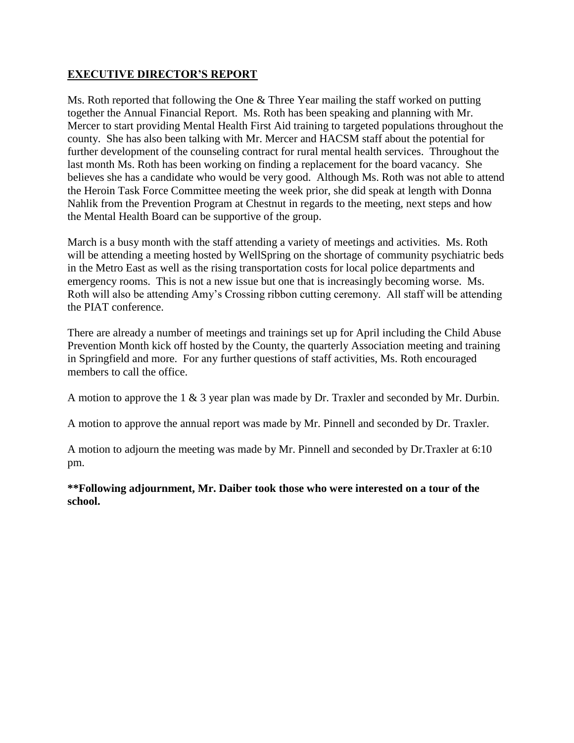## **EXECUTIVE DIRECTOR'S REPORT**

Ms. Roth reported that following the One & Three Year mailing the staff worked on putting together the Annual Financial Report. Ms. Roth has been speaking and planning with Mr. Mercer to start providing Mental Health First Aid training to targeted populations throughout the county. She has also been talking with Mr. Mercer and HACSM staff about the potential for further development of the counseling contract for rural mental health services. Throughout the last month Ms. Roth has been working on finding a replacement for the board vacancy. She believes she has a candidate who would be very good. Although Ms. Roth was not able to attend the Heroin Task Force Committee meeting the week prior, she did speak at length with Donna Nahlik from the Prevention Program at Chestnut in regards to the meeting, next steps and how the Mental Health Board can be supportive of the group.

March is a busy month with the staff attending a variety of meetings and activities. Ms. Roth will be attending a meeting hosted by WellSpring on the shortage of community psychiatric beds in the Metro East as well as the rising transportation costs for local police departments and emergency rooms. This is not a new issue but one that is increasingly becoming worse. Ms. Roth will also be attending Amy's Crossing ribbon cutting ceremony. All staff will be attending the PIAT conference.

There are already a number of meetings and trainings set up for April including the Child Abuse Prevention Month kick off hosted by the County, the quarterly Association meeting and training in Springfield and more. For any further questions of staff activities, Ms. Roth encouraged members to call the office.

A motion to approve the 1 & 3 year plan was made by Dr. Traxler and seconded by Mr. Durbin.

A motion to approve the annual report was made by Mr. Pinnell and seconded by Dr. Traxler.

A motion to adjourn the meeting was made by Mr. Pinnell and seconded by Dr.Traxler at 6:10 pm.

**\*\*Following adjournment, Mr. Daiber took those who were interested on a tour of the school.**